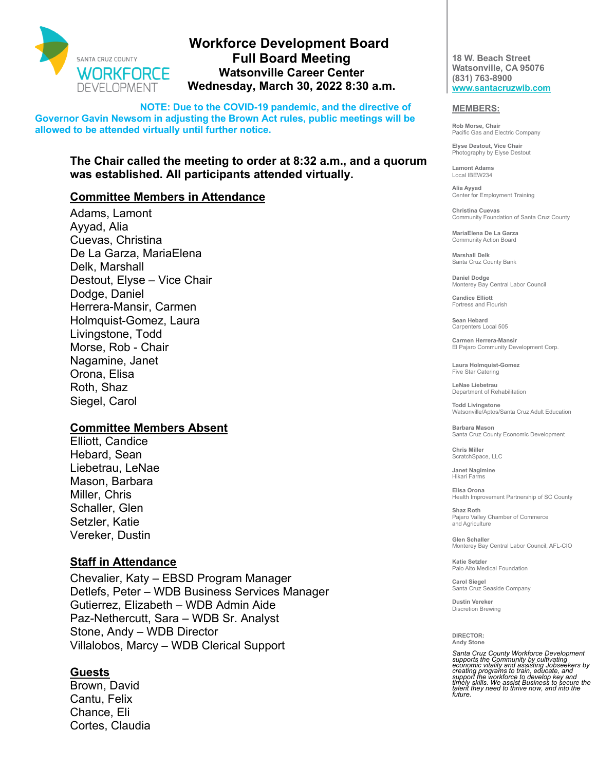# Workforce Development Board
## Full Board Meeting
### Watsonville Career Center
### Wednesday, March 30, 2022 8:30 a.m.

**NOTE: Due to the COVID-19 pandemic, and the directive of Governor Gavin Newsom in adjusting the Brown Act rules, public meetings will be allowed to be attended virtually until further notice.**

**The Chair called the meeting to order at 8:32 a.m., and a quorum was established. All participants attended virtually.**

## Committee Members in Attendance

Adams, Lamont
Ayyad, Alia
Cuevas, Christina
De La Garza, MariaElena
Delk, Marshall
Destout, Elyse – Vice Chair
Dodge, Daniel
Herrera-Mansir, Carmen
Holmquist-Gomez, Laura
Livingstone, Todd
Morse, Rob - Chair
Nagamine, Janet
Orona, Elisa
Roth, Shaz
Siegel, Carol

## Committee Members Absent

Elliott, Candice
Hebard, Sean
Liebetrau, LeNae
Mason, Barbara
Miller, Chris
Schaller, Glen
Setzler, Katie
Vereker, Dustin

## Staff in Attendance

Chevalier, Katy – EBSD Program Manager
Detlefs, Peter – WDB Business Services Manager
Gutierrez, Elizabeth – WDB Admin Aide
Paz-Nethercutt, Sara – WDB Sr. Analyst
Stone, Andy – WDB Director
Villalobos, Marcy – WDB Clerical Support

## Guests

Brown, David
Cantu, Felix
Chance, Eli
Cortes, Claudia

---

18 W. Beach Street
Watsonville, CA 95076
(831) 763-8900
www.santacruzwib.com

**MEMBERS:**

**Rob Morse, Chair**
Pacific Gas and Electric Company

**Elyse Destout, Vice Chair**
Photography by Elyse Destout

**Lamont Adams**
Local IBEW234

**Alia Ayyad**
Center for Employment Training

**Christina Cuevas**
Community Foundation of Santa Cruz County

**MariaElena De La Garza**
Community Action Board

**Marshall Delk**
Santa Cruz County Bank

**Daniel Dodge**
Monterey Bay Central Labor Council

**Candice Elliott**
Fortress and Flourish

**Sean Hebard**
Carpenters Local 505

**Carmen Herrera-Mansir**
El Pajaro Community Development Corp.

**Laura Holmquist-Gomez**
Five Star Catering

**LeNae Liebetrau**
Department of Rehabilitation

**Todd Livingstone**
Watsonville/Aptos/Santa Cruz Adult Education

**Barbara Mason**
Santa Cruz County Economic Development

**Chris Miller**
ScratchSpace, LLC

**Janet Nagimine**
Hikari Farms

**Elisa Orona**
Health Improvement Partnership of SC County

**Shaz Roth**
Pajaro Valley Chamber of Commerce and Agriculture

**Glen Schaller**
Monterey Bay Central Labor Council, AFL-CIO

**Katie Setzler**
Palo Alto Medical Foundation

**Carol Siegel**
Santa Cruz Seaside Company

**Dustin Vereker**
Discretion Brewing

**DIRECTOR:**
Andy Stone

*Santa Cruz County Workforce Development supports the Community by cultivating economic vitality and assisting Jobseekers by creating programs to train, educate, and support the workforce to develop key and timely skills. We assist Business to secure the talent they need to thrive now, and into the future.*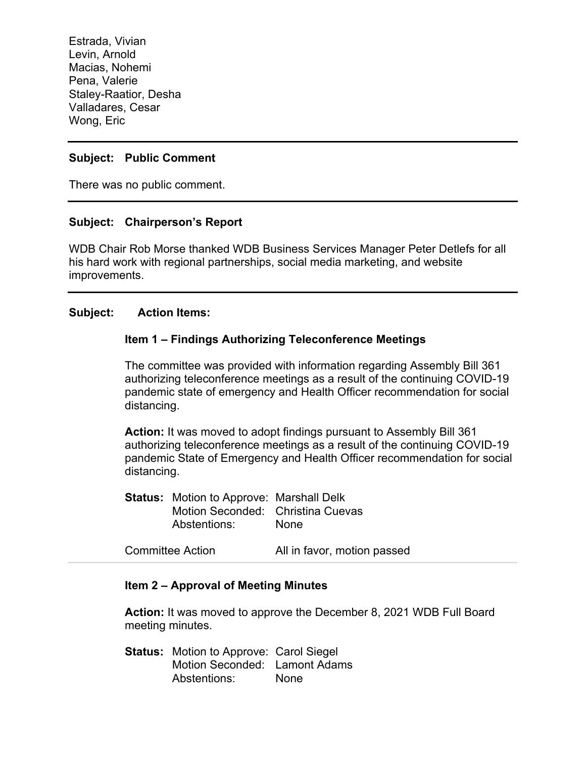Estrada, Vivian
Levin, Arnold
Macias, Nohemi
Pena, Valerie
Staley-Raatior, Desha
Valladares, Cesar
Wong, Eric

---

**Subject: Public Comment**

There was no public comment.

---

**Subject: Chairperson's Report**

WDB Chair Rob Morse thanked WDB Business Services Manager Peter Detlefs for all his hard work with regional partnerships, social media marketing, and website improvements.

---

**Subject: Action Items:**

**Item 1 – Findings Authorizing Teleconference Meetings**

The committee was provided with information regarding Assembly Bill 361 authorizing teleconference meetings as a result of the continuing COVID-19 pandemic state of emergency and Health Officer recommendation for social distancing.

**Action:** It was moved to adopt findings pursuant to Assembly Bill 361 authorizing teleconference meetings as a result of the continuing COVID-19 pandemic State of Emergency and Health Officer recommendation for social distancing.

**Status:** Motion to Approve: Marshall Delk
Motion Seconded: Christina Cuevas
Abstentions: None

Committee Action: All in favor, motion passed

---

**Item 2 – Approval of Meeting Minutes**

**Action:** It was moved to approve the December 8, 2021 WDB Full Board meeting minutes.

**Status:** Motion to Approve: Carol Siegel
Motion Seconded: Lamont Adams
Abstentions: None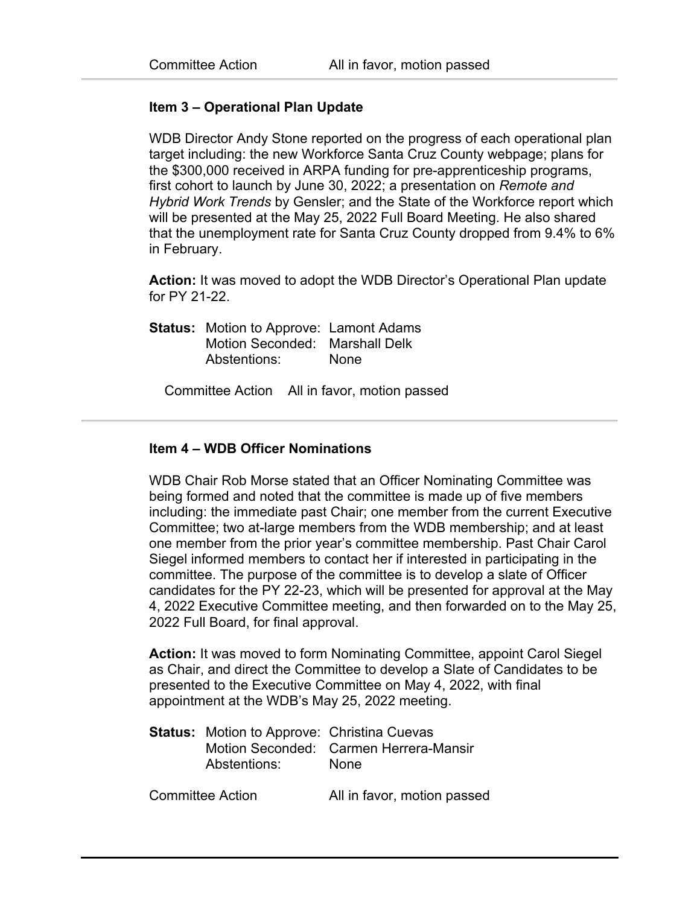Committee Action All in favor, motion passed

---

### Item 3 – Operational Plan Update

WDB Director Andy Stone reported on the progress of each operational plan target including: the new Workforce Santa Cruz County webpage; plans for the $300,000 received in ARPA funding for pre-apprenticeship programs, first cohort to launch by June 30, 2022; a presentation on *Remote and Hybrid Work Trends* by Gensler; and the State of the Workforce report which will be presented at the May 25, 2022 Full Board Meeting. He also shared that the unemployment rate for Santa Cruz County dropped from 9.4% to 6% in February.

**Action:** It was moved to adopt the WDB Director's Operational Plan update for PY 21-22.

**Status:** Motion to Approve: Lamont Adams
Motion Seconded: Marshall Delk
Abstentions: None

Committee Action All in favor, motion passed

---

### Item 4 – WDB Officer Nominations

WDB Chair Rob Morse stated that an Officer Nominating Committee was being formed and noted that the committee is made up of five members including: the immediate past Chair; one member from the current Executive Committee; two at-large members from the WDB membership; and at least one member from the prior year's committee membership. Past Chair Carol Siegel informed members to contact her if interested in participating in the committee. The purpose of the committee is to develop a slate of Officer candidates for the PY 22-23, which will be presented for approval at the May 4, 2022 Executive Committee meeting, and then forwarded on to the May 25, 2022 Full Board, for final approval.

**Action:** It was moved to form Nominating Committee, appoint Carol Siegel as Chair, and direct the Committee to develop a Slate of Candidates to be presented to the Executive Committee on May 4, 2022, with final appointment at the WDB's May 25, 2022 meeting.

**Status:** Motion to Approve: Christina Cuevas
Motion Seconded: Carmen Herrera-Mansir
Abstentions: None

Committee Action All in favor, motion passed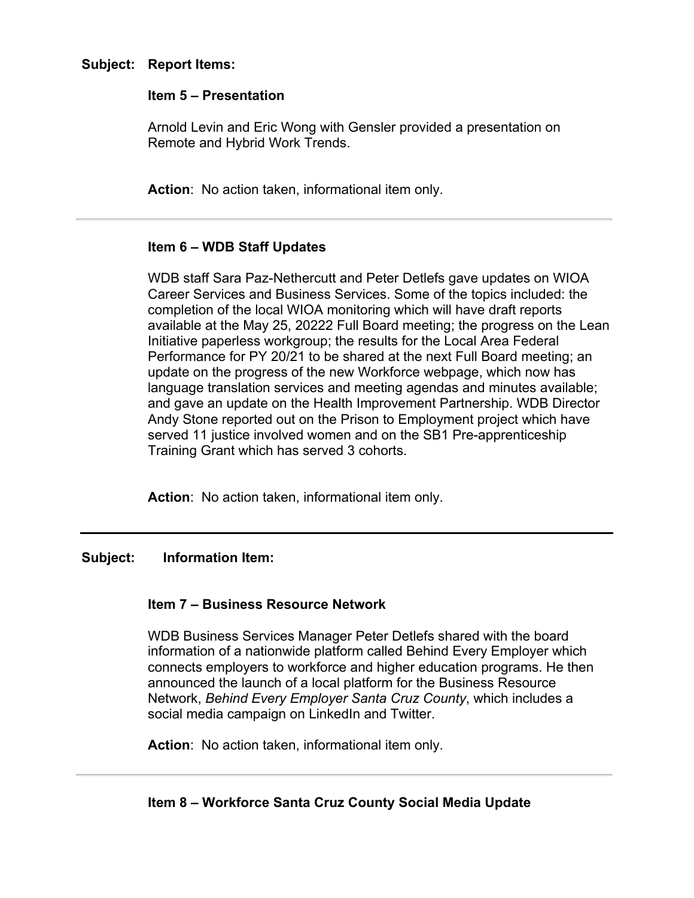**Subject: Report Items:**

**Item 5 – Presentation**

Arnold Levin and Eric Wong with Gensler provided a presentation on Remote and Hybrid Work Trends.

**Action**: No action taken, informational item only.

---

**Item 6 – WDB Staff Updates**

WDB staff Sara Paz-Nethercutt and Peter Detlefs gave updates on WIOA Career Services and Business Services. Some of the topics included: the completion of the local WIOA monitoring which will have draft reports available at the May 25, 20222 Full Board meeting; the progress on the Lean Initiative paperless workgroup; the results for the Local Area Federal Performance for PY 20/21 to be shared at the next Full Board meeting; an update on the progress of the new Workforce webpage, which now has language translation services and meeting agendas and minutes available; and gave an update on the Health Improvement Partnership. WDB Director Andy Stone reported out on the Prison to Employment project which have served 11 justice involved women and on the SB1 Pre-apprenticeship Training Grant which has served 3 cohorts.

**Action**: No action taken, informational item only.

---

**Subject: Information Item:**

**Item 7 – Business Resource Network**

WDB Business Services Manager Peter Detlefs shared with the board information of a nationwide platform called Behind Every Employer which connects employers to workforce and higher education programs. He then announced the launch of a local platform for the Business Resource Network, *Behind Every Employer Santa Cruz County*, which includes a social media campaign on LinkedIn and Twitter.

**Action**: No action taken, informational item only.

---

**Item 8 – Workforce Santa Cruz County Social Media Update**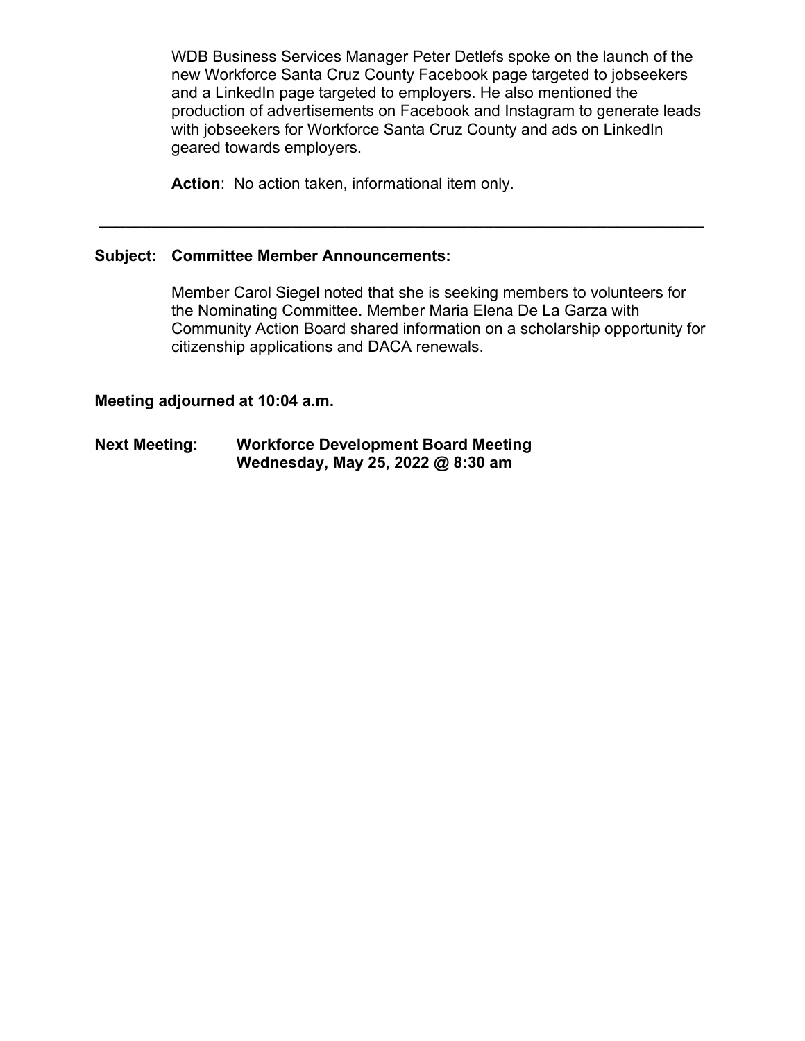WDB Business Services Manager Peter Detlefs spoke on the launch of the new Workforce Santa Cruz County Facebook page targeted to jobseekers and a LinkedIn page targeted to employers. He also mentioned the production of advertisements on Facebook and Instagram to generate leads with jobseekers for Workforce Santa Cruz County and ads on LinkedIn geared towards employers.

**Action**: No action taken, informational item only.

---

**Subject: Committee Member Announcements:**

Member Carol Siegel noted that she is seeking members to volunteers for the Nominating Committee. Member Maria Elena De La Garza with Community Action Board shared information on a scholarship opportunity for citizenship applications and DACA renewals.

**Meeting adjourned at 10:04 a.m.**

**Next Meeting: Workforce Development Board Meeting**
**Wednesday, May 25, 2022 @ 8:30 am**